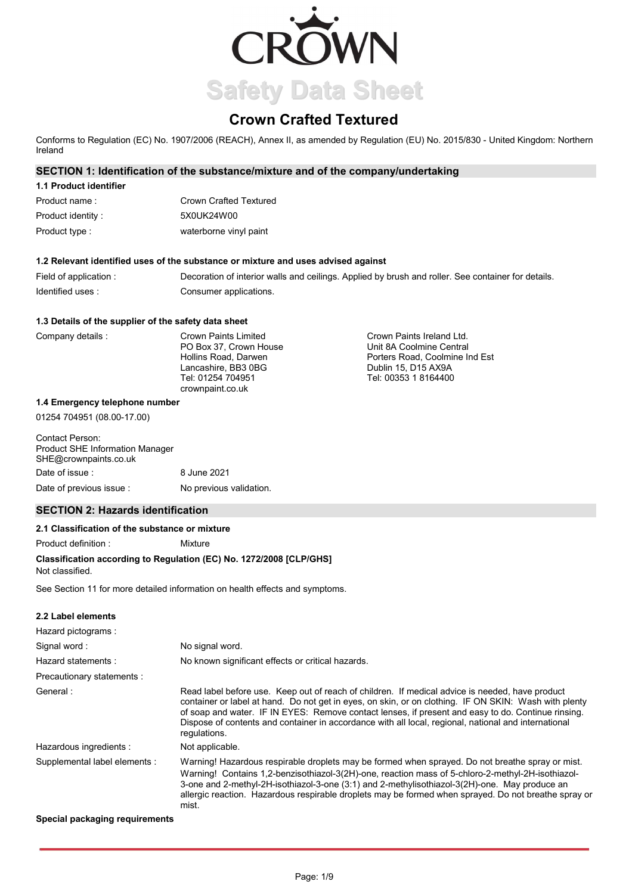# Crown Crafted Textured

Safety Data Sheet

Conforms to Regulation (EC) No. 1907/2006 (REACH), Annex II, as amended by Regulation (EU) No. 2015/830 - United Kingdom: Northern Ireland

## SECTION 1: Identification of the substance/mixture and of the company/undertaking

### 1.1 Product identifier

| | |
|---|---|
| Product name : | Crown Crafted Textured |
| Product identity : | 5X0UK24W00 |
| Product type : | waterborne vinyl paint |

### 1.2 Relevant identified uses of the substance or mixture and uses advised against

| | |
|---|---|
| Field of application : | Decoration of interior walls and ceilings. Applied by brush and roller. See container for details. |
| Identified uses : | Consumer applications. |

### 1.3 Details of the supplier of the safety data sheet

Company details :

Crown Paints Limited
PO Box 37, Crown House
Hollins Road, Darwen
Lancashire, BB3 0BG
Tel: 01254 704951
crownpaint.co.uk

Crown Paints Ireland Ltd.
Unit 8A Coolmine Central
Porters Road, Coolmine Ind Est
Dublin 15, D15 AX9A
Tel: 00353 1 8164400

### 1.4 Emergency telephone number

01254 704951 (08.00-17.00)

Contact Person:
Product SHE Information Manager
SHE@crownpaints.co.uk

| | |
|---|---|
| Date of issue : | 8 June 2021 |
| Date of previous issue : | No previous validation. |

## SECTION 2: Hazards identification

### 2.1 Classification of the substance or mixture

Product definition : Mixture

**Classification according to Regulation (EC) No. 1272/2008 [CLP/GHS]**

Not classified.

See Section 11 for more detailed information on health effects and symptoms.

### 2.2 Label elements

| | |
|---|---|
| Hazard pictograms : | |
| Signal word : | No signal word. |
| Hazard statements : | No known significant effects or critical hazards. |
| Precautionary statements : | |
| General : | Read label before use. Keep out of reach of children. If medical advice is needed, have product container or label at hand. Do not get in eyes, on skin, or on clothing. IF ON SKIN: Wash with plenty of soap and water. IF IN EYES: Remove contact lenses, if present and easy to do. Continue rinsing. Dispose of contents and container in accordance with all local, regional, national and international regulations. |
| Hazardous ingredients : | Not applicable. |
| Supplemental label elements : | Warning! Hazardous respirable droplets may be formed when sprayed. Do not breathe spray or mist. Warning! Contains 1,2-benzisothiazol-3(2H)-one, reaction mass of 5-chloro-2-methyl-2H-isothiazol-3-one and 2-methyl-2H-isothiazol-3-one (3:1) and 2-methylisothiazol-3(2H)-one. May produce an allergic reaction. Hazardous respirable droplets may be formed when sprayed. Do not breathe spray or mist. |

**Special packaging requirements**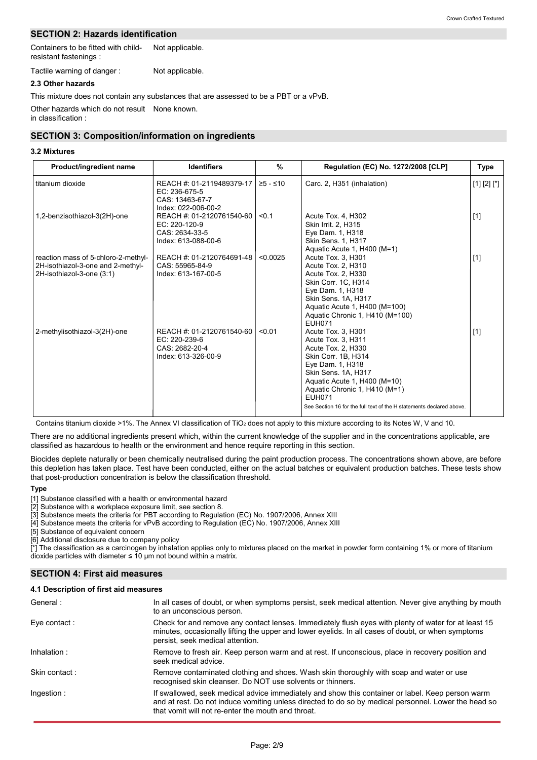## SECTION 2: Hazards identification

Containers to be fitted with child-resistant fastenings : Not applicable.

Tactile warning of danger : Not applicable.

### 2.3 Other hazards

This mixture does not contain any substances that are assessed to be a PBT or a vPvB.

Other hazards which do not result in classification : None known.

## SECTION 3: Composition/information on ingredients

### 3.2 Mixtures

| Product/ingredient name | Identifiers | % | Regulation (EC) No. 1272/2008 [CLP] | Type |
|---|---|---|---|---|
| titanium dioxide | REACH #: 01-2119489379-17<br>EC: 236-675-5<br>CAS: 13463-67-7<br>Index: 022-006-00-2 | ≥5 - ≤10 | Carc. 2, H351 (inhalation) | [1] [2] [*] |
| 1,2-benzisothiazol-3(2H)-one | REACH #: 01-2120761540-60<br>EC: 220-120-9<br>CAS: 2634-33-5<br>Index: 613-088-00-6 | <0.1 | Acute Tox. 4, H302<br>Skin Irrit. 2, H315<br>Eye Dam. 1, H318<br>Skin Sens. 1, H317<br>Aquatic Acute 1, H400 (M=1) | [1] |
| reaction mass of 5-chloro-2-methyl-2H-isothiazol-3-one and 2-methyl-2H-isothiazol-3-one (3:1) | REACH #: 01-2120764691-48<br>CAS: 55965-84-9<br>Index: 613-167-00-5 | <0.0025 | Acute Tox. 3, H301<br>Acute Tox. 2, H310<br>Acute Tox. 2, H330<br>Skin Corr. 1C, H314<br>Eye Dam. 1, H318<br>Skin Sens. 1A, H317<br>Aquatic Acute 1, H400 (M=100)<br>Aquatic Chronic 1, H410 (M=100)<br>EUH071 | [1] |
| 2-methylisothiazol-3(2H)-one | REACH #: 01-2120761540-60<br>EC: 220-239-6<br>CAS: 2682-20-4<br>Index: 613-326-00-9 | <0.01 | Acute Tox. 3, H301<br>Acute Tox. 3, H311<br>Acute Tox. 2, H330<br>Skin Corr. 1B, H314<br>Eye Dam. 1, H318<br>Skin Sens. 1A, H317<br>Aquatic Acute 1, H400 (M=10)<br>Aquatic Chronic 1, H410 (M=1)<br>EUH071<br>See Section 16 for the full text of the H statements declared above. | [1] |

Contains titanium dioxide >1%. The Annex VI classification of $TiO_2$ does not apply to this mixture according to its Notes W, V and 10.

There are no additional ingredients present which, within the current knowledge of the supplier and in the concentrations applicable, are classified as hazardous to health or the environment and hence require reporting in this section.

Biocides deplete naturally or been chemically neutralised during the paint production process. The concentrations shown above, are before this depletion has taken place. Test have been conducted, either on the actual batches or equivalent production batches. These tests show that post-production concentration is below the classification threshold.

**Type**

[1] Substance classified with a health or environmental hazard
[2] Substance with a workplace exposure limit, see section 8.
[3] Substance meets the criteria for PBT according to Regulation (EC) No. 1907/2006, Annex XIII
[4] Substance meets the criteria for vPvB according to Regulation (EC) No. 1907/2006, Annex XIII
[5] Substance of equivalent concern
[6] Additional disclosure due to company policy
[*] The classification as a carcinogen by inhalation applies only to mixtures placed on the market in powder form containing 1% or more of titanium dioxide particles with diameter ≤ 10 μm not bound within a matrix.

## SECTION 4: First aid measures

### 4.1 Description of first aid measures

General : In all cases of doubt, or when symptoms persist, seek medical attention. Never give anything by mouth to an unconscious person.

Eye contact : Check for and remove any contact lenses. Immediately flush eyes with plenty of water for at least 15 minutes, occasionally lifting the upper and lower eyelids. In all cases of doubt, or when symptoms persist, seek medical attention.

Inhalation : Remove to fresh air. Keep person warm and at rest. If unconscious, place in recovery position and seek medical advice.

Skin contact : Remove contaminated clothing and shoes. Wash skin thoroughly with soap and water or use recognised skin cleanser. Do NOT use solvents or thinners.

Ingestion : If swallowed, seek medical advice immediately and show this container or label. Keep person warm and at rest. Do not induce vomiting unless directed to do so by medical personnel. Lower the head so that vomit will not re-enter the mouth and throat.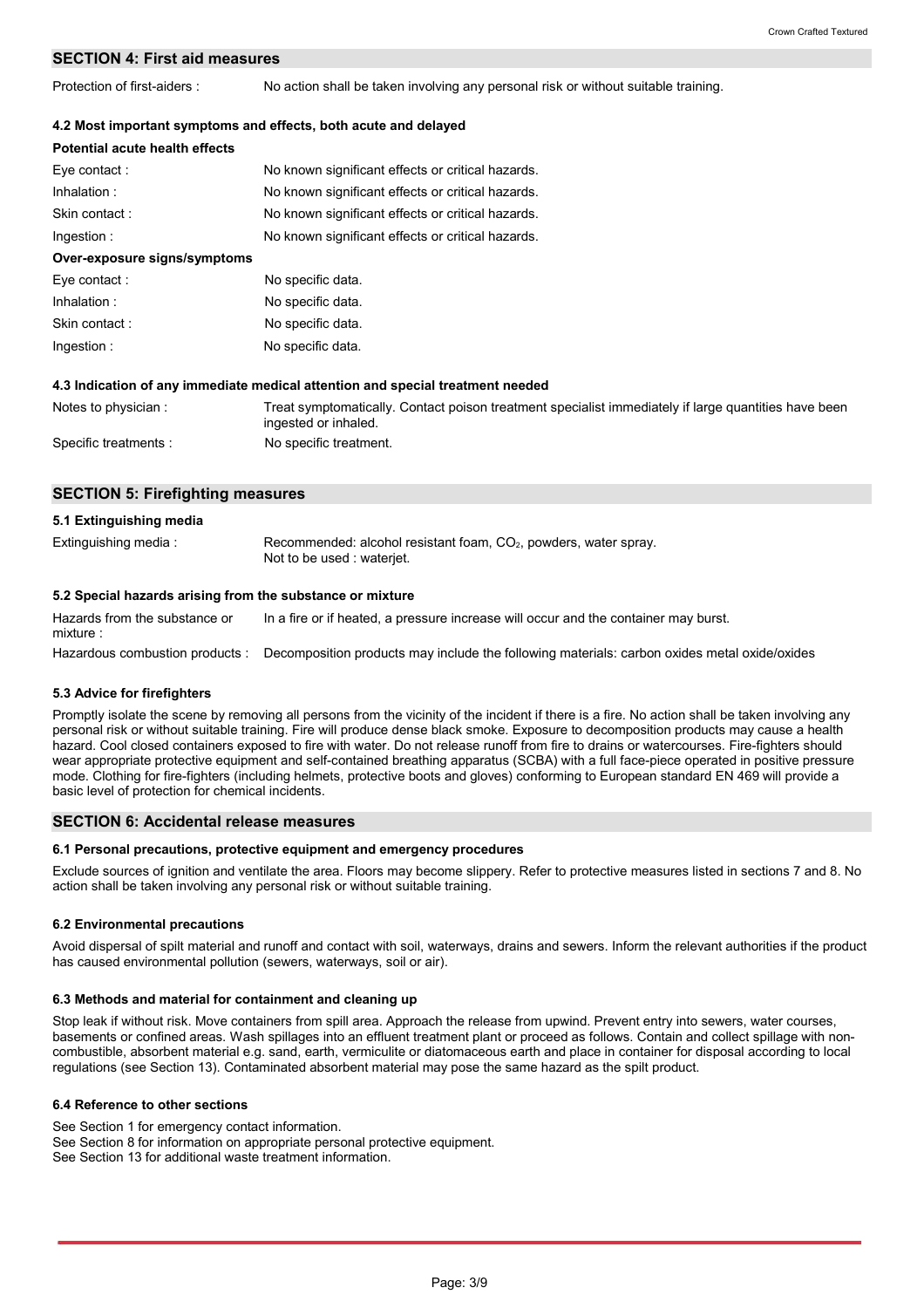## SECTION 4: First aid measures

Protection of first-aiders : No action shall be taken involving any personal risk or without suitable training.

### 4.2 Most important symptoms and effects, both acute and delayed

**Potential acute health effects**

| | |
|---|---|
| Eye contact : | No known significant effects or critical hazards. |
| Inhalation : | No known significant effects or critical hazards. |
| Skin contact : | No known significant effects or critical hazards. |
| Ingestion : | No known significant effects or critical hazards. |

**Over-exposure signs/symptoms**

| | |
|---|---|
| Eye contact : | No specific data. |
| Inhalation : | No specific data. |
| Skin contact : | No specific data. |
| Ingestion : | No specific data. |

### 4.3 Indication of any immediate medical attention and special treatment needed

| | |
|---|---|
| Notes to physician : | Treat symptomatically. Contact poison treatment specialist immediately if large quantities have been ingested or inhaled. |
| Specific treatments : | No specific treatment. |

## SECTION 5: Firefighting measures

### 5.1 Extinguishing media

Extinguishing media : Recommended: alcohol resistant foam, $CO_2$, powders, water spray.
Not to be used : waterjet.

### 5.2 Special hazards arising from the substance or mixture

| | |
|---|---|
| Hazards from the substance or mixture : | In a fire or if heated, a pressure increase will occur and the container may burst. |
| Hazardous combustion products : | Decomposition products may include the following materials: carbon oxides metal oxide/oxides |

### 5.3 Advice for firefighters

Promptly isolate the scene by removing all persons from the vicinity of the incident if there is a fire. No action shall be taken involving any personal risk or without suitable training. Fire will produce dense black smoke. Exposure to decomposition products may cause a health hazard. Cool closed containers exposed to fire with water. Do not release runoff from fire to drains or watercourses. Fire-fighters should wear appropriate protective equipment and self-contained breathing apparatus (SCBA) with a full face-piece operated in positive pressure mode. Clothing for fire-fighters (including helmets, protective boots and gloves) conforming to European standard EN 469 will provide a basic level of protection for chemical incidents.

## SECTION 6: Accidental release measures

### 6.1 Personal precautions, protective equipment and emergency procedures

Exclude sources of ignition and ventilate the area. Floors may become slippery. Refer to protective measures listed in sections 7 and 8. No action shall be taken involving any personal risk or without suitable training.

### 6.2 Environmental precautions

Avoid dispersal of spilt material and runoff and contact with soil, waterways, drains and sewers. Inform the relevant authorities if the product has caused environmental pollution (sewers, waterways, soil or air).

### 6.3 Methods and material for containment and cleaning up

Stop leak if without risk. Move containers from spill area. Approach the release from upwind. Prevent entry into sewers, water courses, basements or confined areas. Wash spillages into an effluent treatment plant or proceed as follows. Contain and collect spillage with non-combustible, absorbent material e.g. sand, earth, vermiculite or diatomaceous earth and place in container for disposal according to local regulations (see Section 13). Contaminated absorbent material may pose the same hazard as the spilt product.

### 6.4 Reference to other sections

See Section 1 for emergency contact information.
See Section 8 for information on appropriate personal protective equipment.
See Section 13 for additional waste treatment information.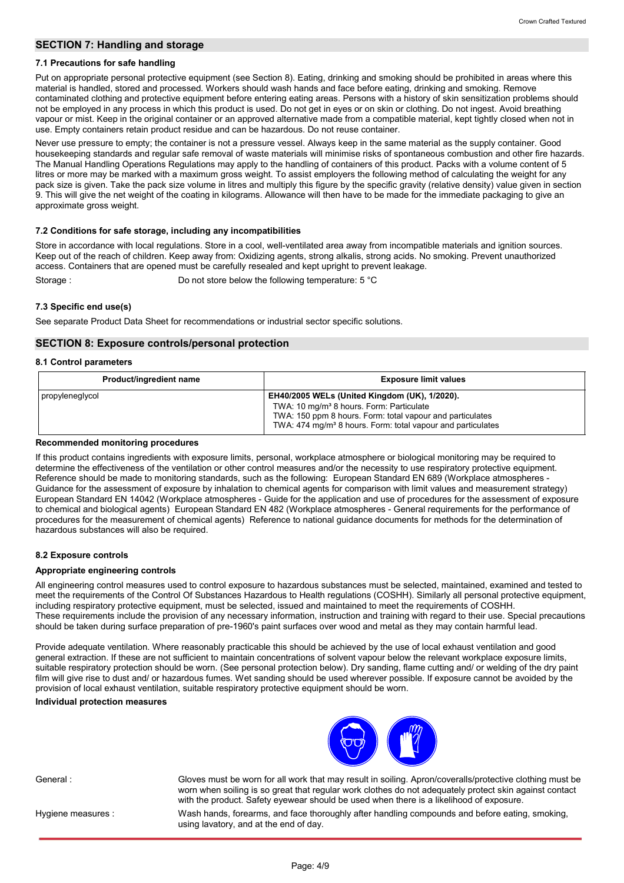## SECTION 7: Handling and storage

### 7.1 Precautions for safe handling

Put on appropriate personal protective equipment (see Section 8). Eating, drinking and smoking should be prohibited in areas where this material is handled, stored and processed. Workers should wash hands and face before eating, drinking and smoking. Remove contaminated clothing and protective equipment before entering eating areas. Persons with a history of skin sensitization problems should not be employed in any process in which this product is used. Do not get in eyes or on skin or clothing. Do not ingest. Avoid breathing vapour or mist. Keep in the original container or an approved alternative made from a compatible material, kept tightly closed when not in use. Empty containers retain product residue and can be hazardous. Do not reuse container.

Never use pressure to empty; the container is not a pressure vessel. Always keep in the same material as the supply container. Good housekeeping standards and regular safe removal of waste materials will minimise risks of spontaneous combustion and other fire hazards. The Manual Handling Operations Regulations may apply to the handling of containers of this product. Packs with a volume content of 5 litres or more may be marked with a maximum gross weight. To assist employers the following method of calculating the weight for any pack size is given. Take the pack size volume in litres and multiply this figure by the specific gravity (relative density) value given in section 9. This will give the net weight of the coating in kilograms. Allowance will then have to be made for the immediate packaging to give an approximate gross weight.

### 7.2 Conditions for safe storage, including any incompatibilities

Store in accordance with local regulations. Store in a cool, well-ventilated area away from incompatible materials and ignition sources. Keep out of the reach of children. Keep away from: Oxidizing agents, strong alkalis, strong acids. No smoking. Prevent unauthorized access. Containers that are opened must be carefully resealed and kept upright to prevent leakage.

Storage : Do not store below the following temperature: 5 °C

### 7.3 Specific end use(s)

See separate Product Data Sheet for recommendations or industrial sector specific solutions.

## SECTION 8: Exposure controls/personal protection

### 8.1 Control parameters

| Product/ingredient name | Exposure limit values |
|---|---|
| propyleneglycol | **EH40/2005 WELs (United Kingdom (UK), 1/2020).**<br>TWA: 10 mg/m³ 8 hours. Form: Particulate<br>TWA: 150 ppm 8 hours. Form: total vapour and particulates<br>TWA: 474 mg/m³ 8 hours. Form: total vapour and particulates |

**Recommended monitoring procedures**

If this product contains ingredients with exposure limits, personal, workplace atmosphere or biological monitoring may be required to determine the effectiveness of the ventilation or other control measures and/or the necessity to use respiratory protective equipment. Reference should be made to monitoring standards, such as the following: European Standard EN 689 (Workplace atmospheres - Guidance for the assessment of exposure by inhalation to chemical agents for comparison with limit values and measurement strategy) European Standard EN 14042 (Workplace atmospheres - Guide for the application and use of procedures for the assessment of exposure to chemical and biological agents) European Standard EN 482 (Workplace atmospheres - General requirements for the performance of procedures for the measurement of chemical agents) Reference to national guidance documents for methods for the determination of hazardous substances will also be required.

### 8.2 Exposure controls

**Appropriate engineering controls**

All engineering control measures used to control exposure to hazardous substances must be selected, maintained, examined and tested to meet the requirements of the Control Of Substances Hazardous to Health regulations (COSHH). Similarly all personal protective equipment, including respiratory protective equipment, must be selected, issued and maintained to meet the requirements of COSHH.
These requirements include the provision of any necessary information, instruction and training with regard to their use. Special precautions should be taken during surface preparation of pre-1960's paint surfaces over wood and metal as they may contain harmful lead.

Provide adequate ventilation. Where reasonably practicable this should be achieved by the use of local exhaust ventilation and good general extraction. If these are not sufficient to maintain concentrations of solvent vapour below the relevant workplace exposure limits, suitable respiratory protection should be worn. (See personal protection below). Dry sanding, flame cutting and/ or welding of the dry paint film will give rise to dust and/ or hazardous fumes. Wet sanding should be used wherever possible. If exposure cannot be avoided by the provision of local exhaust ventilation, suitable respiratory protective equipment should be worn.

**Individual protection measures**

General : Gloves must be worn for all work that may result in soiling. Apron/coveralls/protective clothing must be worn when soiling is so great that regular work clothes do not adequately protect skin against contact with the product. Safety eyewear should be used when there is a likelihood of exposure.

Hygiene measures : Wash hands, forearms, and face thoroughly after handling compounds and before eating, smoking, using lavatory, and at the end of day.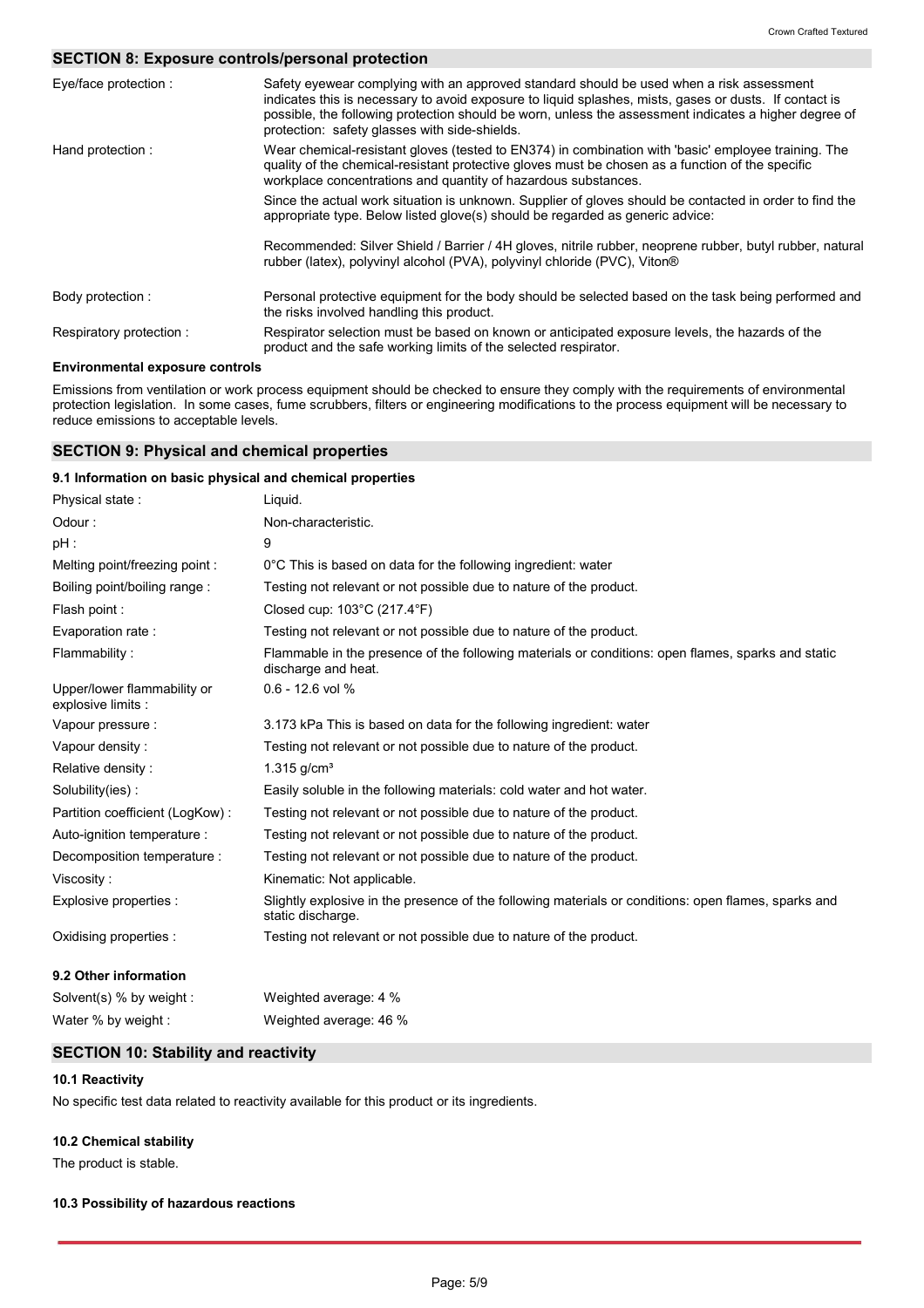## SECTION 8: Exposure controls/personal protection

| | |
|---|---|
| Eye/face protection : | Safety eyewear complying with an approved standard should be used when a risk assessment indicates this is necessary to avoid exposure to liquid splashes, mists, gases or dusts. If contact is possible, the following protection should be worn, unless the assessment indicates a higher degree of protection: safety glasses with side-shields. |
| Hand protection : | Wear chemical-resistant gloves (tested to EN374) in combination with 'basic' employee training. The quality of the chemical-resistant protective gloves must be chosen as a function of the specific workplace concentrations and quantity of hazardous substances.<br><br>Since the actual work situation is unknown. Supplier of gloves should be contacted in order to find the appropriate type. Below listed glove(s) should be regarded as generic advice:<br><br>Recommended: Silver Shield / Barrier / 4H gloves, nitrile rubber, neoprene rubber, butyl rubber, natural rubber (latex), polyvinyl alcohol (PVA), polyvinyl chloride (PVC), Viton® |
| Body protection : | Personal protective equipment for the body should be selected based on the task being performed and the risks involved handling this product. |
| Respiratory protection : | Respirator selection must be based on known or anticipated exposure levels, the hazards of the product and the safe working limits of the selected respirator. |

**Environmental exposure controls**

Emissions from ventilation or work process equipment should be checked to ensure they comply with the requirements of environmental protection legislation. In some cases, fume scrubbers, filters or engineering modifications to the process equipment will be necessary to reduce emissions to acceptable levels.

## SECTION 9: Physical and chemical properties

### 9.1 Information on basic physical and chemical properties

| | |
|---|---|
| Physical state : | Liquid. |
| Odour : | Non-characteristic. |
| pH : | 9 |
| Melting point/freezing point : | 0°C This is based on data for the following ingredient: water |
| Boiling point/boiling range : | Testing not relevant or not possible due to nature of the product. |
| Flash point : | Closed cup: 103°C (217.4°F) |
| Evaporation rate : | Testing not relevant or not possible due to nature of the product. |
| Flammability : | Flammable in the presence of the following materials or conditions: open flames, sparks and static discharge and heat. |
| Upper/lower flammability or explosive limits : | 0.6 - 12.6 vol % |
| Vapour pressure : | 3.173 kPa This is based on data for the following ingredient: water |
| Vapour density : | Testing not relevant or not possible due to nature of the product. |
| Relative density : | 1.315 g/cm³ |
| Solubility(ies) : | Easily soluble in the following materials: cold water and hot water. |
| Partition coefficient (LogKow) : | Testing not relevant or not possible due to nature of the product. |
| Auto-ignition temperature : | Testing not relevant or not possible due to nature of the product. |
| Decomposition temperature : | Testing not relevant or not possible due to nature of the product. |
| Viscosity : | Kinematic: Not applicable. |
| Explosive properties : | Slightly explosive in the presence of the following materials or conditions: open flames, sparks and static discharge. |
| Oxidising properties : | Testing not relevant or not possible due to nature of the product. |

### 9.2 Other information

| | |
|---|---|
| Solvent(s) % by weight : | Weighted average: 4 % |
| Water % by weight : | Weighted average: 46 % |

## SECTION 10: Stability and reactivity

### 10.1 Reactivity

No specific test data related to reactivity available for this product or its ingredients.

### 10.2 Chemical stability

The product is stable.

### 10.3 Possibility of hazardous reactions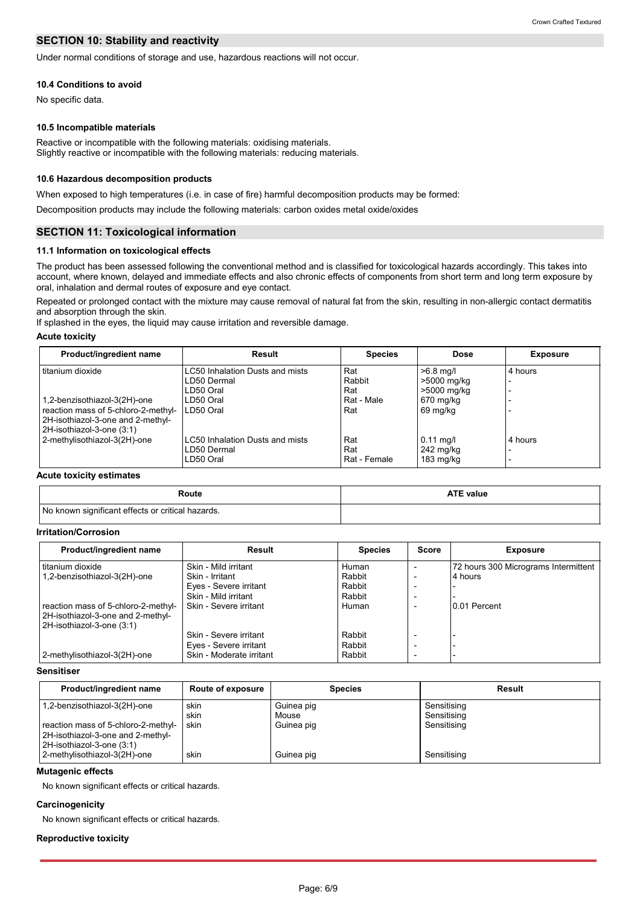## SECTION 10: Stability and reactivity

Under normal conditions of storage and use, hazardous reactions will not occur.

### 10.4 Conditions to avoid

No specific data.

### 10.5 Incompatible materials

Reactive or incompatible with the following materials: oxidising materials.
Slightly reactive or incompatible with the following materials: reducing materials.

### 10.6 Hazardous decomposition products

When exposed to high temperatures (i.e. in case of fire) harmful decomposition products may be formed:

Decomposition products may include the following materials: carbon oxides metal oxide/oxides

## SECTION 11: Toxicological information

### 11.1 Information on toxicological effects

The product has been assessed following the conventional method and is classified for toxicological hazards accordingly. This takes into account, where known, delayed and immediate effects and also chronic effects of components from short term and long term exposure by oral, inhalation and dermal routes of exposure and eye contact.

Repeated or prolonged contact with the mixture may cause removal of natural fat from the skin, resulting in non-allergic contact dermatitis and absorption through the skin.
If splashed in the eyes, the liquid may cause irritation and reversible damage.

**Acute toxicity**

| Product/ingredient name | Result | Species | Dose | Exposure |
|---|---|---|---|---|
| titanium dioxide | LC50 Inhalation Dusts and mists | Rat | >6.8 mg/l | 4 hours |
| | LD50 Dermal | Rabbit | >5000 mg/kg | - |
| | LD50 Oral | Rat | >5000 mg/kg | - |
| 1,2-benzisothiazol-3(2H)-one | LD50 Oral | Rat - Male | 670 mg/kg | - |
| reaction mass of 5-chloro-2-methyl-2H-isothiazol-3-one and 2-methyl-2H-isothiazol-3-one (3:1) | LD50 Oral | Rat | 69 mg/kg | - |
| 2-methylisothiazol-3(2H)-one | LC50 Inhalation Dusts and mists | Rat | 0.11 mg/l | 4 hours |
| | LD50 Dermal | Rat | 242 mg/kg | - |
| | LD50 Oral | Rat - Female | 183 mg/kg | - |

**Acute toxicity estimates**

| Route | ATE value |
|---|---|
| No known significant effects or critical hazards. | |

**Irritation/Corrosion**

| Product/ingredient name | Result | Species | Score | Exposure |
|---|---|---|---|---|
| titanium dioxide | Skin - Mild irritant | Human | - | 72 hours 300 Micrograms Intermittent |
| 1,2-benzisothiazol-3(2H)-one | Skin - Irritant | Rabbit | - | 4 hours |
| | Eyes - Severe irritant | Rabbit | - | - |
| | Skin - Mild irritant | Rabbit | - | - |
| reaction mass of 5-chloro-2-methyl-2H-isothiazol-3-one and 2-methyl-2H-isothiazol-3-one (3:1) | Skin - Severe irritant | Human | - | 0.01 Percent |
| | Skin - Severe irritant | Rabbit | - | - |
| | Eyes - Severe irritant | Rabbit | - | - |
| 2-methylisothiazol-3(2H)-one | Skin - Moderate irritant | Rabbit | - | - |

**Sensitiser**

| Product/ingredient name | Route of exposure | Species | Result |
|---|---|---|---|
| 1,2-benzisothiazol-3(2H)-one | skin | Guinea pig | Sensitising |
| | skin | Mouse | Sensitising |
| reaction mass of 5-chloro-2-methyl-2H-isothiazol-3-one and 2-methyl-2H-isothiazol-3-one (3:1) | skin | Guinea pig | Sensitising |
| 2-methylisothiazol-3(2H)-one | skin | Guinea pig | Sensitising |

**Mutagenic effects**

No known significant effects or critical hazards.

**Carcinogenicity**

No known significant effects or critical hazards.

**Reproductive toxicity**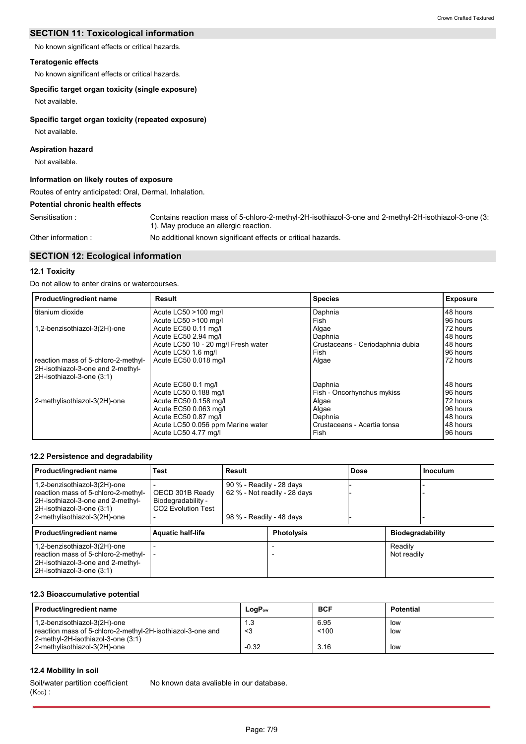## SECTION 11: Toxicological information

No known significant effects or critical hazards.

### Teratogenic effects

No known significant effects or critical hazards.

### Specific target organ toxicity (single exposure)

Not available.

### Specific target organ toxicity (repeated exposure)

Not available.

### Aspiration hazard

Not available.

### Information on likely routes of exposure

Routes of entry anticipated: Oral, Dermal, Inhalation.

### Potential chronic health effects

Sensitisation : Contains reaction mass of 5-chloro-2-methyl-2H-isothiazol-3-one and 2-methyl-2H-isothiazol-3-one (3: 1). May produce an allergic reaction.

Other information : No additional known significant effects or critical hazards.

## SECTION 12: Ecological information

### 12.1 Toxicity

Do not allow to enter drains or watercourses.

| Product/ingredient name | Result | Species | Exposure |
|---|---|---|---|
| titanium dioxide | Acute LC50 >100 mg/l | Daphnia | 48 hours |
| | Acute LC50 >100 mg/l | Fish | 96 hours |
| 1,2-benzisothiazol-3(2H)-one | Acute EC50 0.11 mg/l | Algae | 72 hours |
| | Acute EC50 2.94 mg/l | Daphnia | 48 hours |
| | Acute LC50 10 - 20 mg/l Fresh water | Crustaceans - Ceriodaphnia dubia | 48 hours |
| | Acute LC50 1.6 mg/l | Fish | 96 hours |
| reaction mass of 5-chloro-2-methyl-2H-isothiazol-3-one and 2-methyl-2H-isothiazol-3-one (3:1) | Acute EC50 0.018 mg/l | Algae | 72 hours |
| | Acute EC50 0.1 mg/l | Daphnia | 48 hours |
| | Acute LC50 0.188 mg/l | Fish - Oncorhynchus mykiss | 96 hours |
| 2-methylisothiazol-3(2H)-one | Acute EC50 0.158 mg/l | Algae | 72 hours |
| | Acute EC50 0.063 mg/l | Algae | 96 hours |
| | Acute EC50 0.87 mg/l | Daphnia | 48 hours |
| | Acute LC50 0.056 ppm Marine water | Crustaceans - Acartia tonsa | 48 hours |
| | Acute LC50 4.77 mg/l | Fish | 96 hours |

### 12.2 Persistence and degradability

| Product/ingredient name | Test | Result | Dose | Inoculum |
|---|---|---|---|---|
| 1,2-benzisothiazol-3(2H)-one | - | 90 % - Readily - 28 days | - | - |
| reaction mass of 5-chloro-2-methyl-2H-isothiazol-3-one and 2-methyl-2H-isothiazol-3-one (3:1) | OECD 301B Ready Biodegradability - CO2 Evolution Test | 62 % - Not readily - 28 days | - | - |
| 2-methylisothiazol-3(2H)-one | - | 98 % - Readily - 48 days | - | - |

| Product/ingredient name | Aquatic half-life | Photolysis | Biodegradability |
|---|---|---|---|
| 1,2-benzisothiazol-3(2H)-one | - | - | Readily |
| reaction mass of 5-chloro-2-methyl-2H-isothiazol-3-one and 2-methyl-2H-isothiazol-3-one (3:1) | - | - | Not readily |

### 12.3 Bioaccumulative potential

| Product/ingredient name | $LogP_{ow}$ | BCF | Potential |
|---|---|---|---|
| 1,2-benzisothiazol-3(2H)-one | 1.3 | 6.95 | low |
| reaction mass of 5-chloro-2-methyl-2H-isothiazol-3-one and 2-methyl-2H-isothiazol-3-one (3:1) | <3 | <100 | low |
| 2-methylisothiazol-3(2H)-one | -0.32 | 3.16 | low |

### 12.4 Mobility in soil

Soil/water partition coefficient ($K_{OC}$) : No known data avaliable in our database.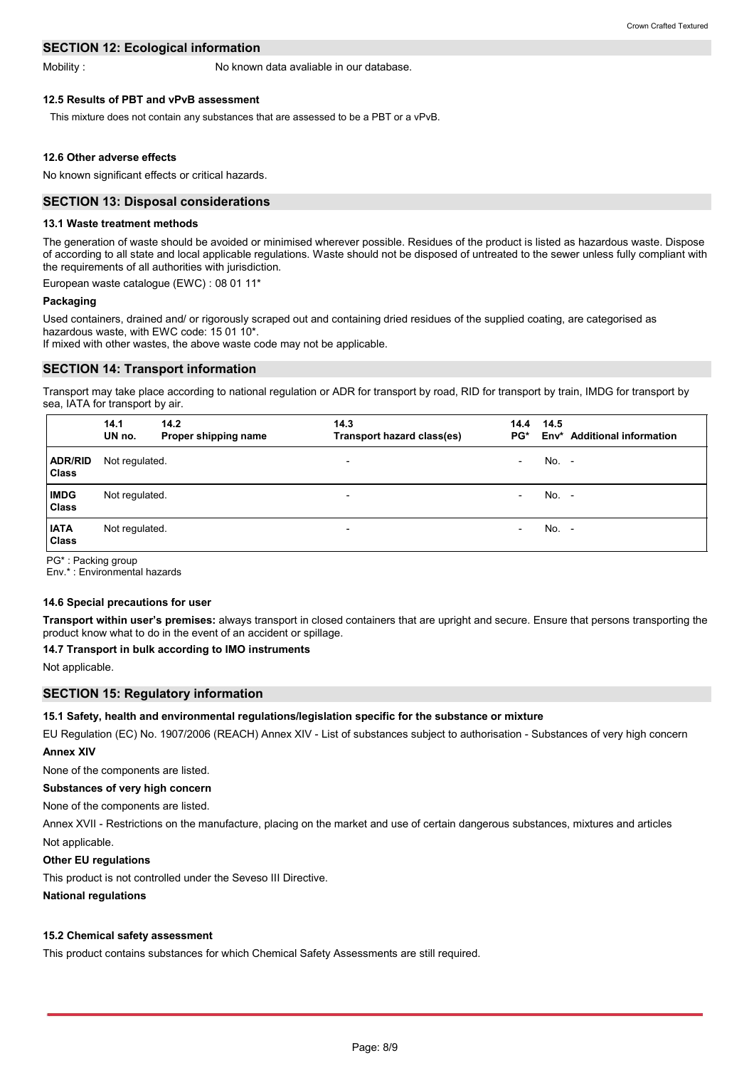## SECTION 12: Ecological information

Mobility : No known data avaliable in our database.

**12.5 Results of PBT and vPvB assessment**

This mixture does not contain any substances that are assessed to be a PBT or a vPvB.

**12.6 Other adverse effects**

No known significant effects or critical hazards.

## SECTION 13: Disposal considerations

**13.1 Waste treatment methods**

The generation of waste should be avoided or minimised wherever possible. Residues of the product is listed as hazardous waste. Dispose of according to all state and local applicable regulations. Waste should not be disposed of untreated to the sewer unless fully compliant with the requirements of all authorities with jurisdiction.

European waste catalogue (EWC) : 08 01 11*

**Packaging**

Used containers, drained and/ or rigorously scraped out and containing dried residues of the supplied coating, are categorised as hazardous waste, with EWC code: 15 01 10*.

If mixed with other wastes, the above waste code may not be applicable.

## SECTION 14: Transport information

Transport may take place according to national regulation or ADR for transport by road, RID for transport by train, IMDG for transport by sea, IATA for transport by air.

| | 14.1 UN no. | 14.2 Proper shipping name | 14.3 Transport hazard class(es) | 14.4 PG* | 14.5 Env* | Additional information |
|---|---|---|---|---|---|---|
| **ADR/RID Class** | Not regulated. | | - | - | No. | - |
| **IMDG Class** | Not regulated. | | - | - | No. | - |
| **IATA Class** | Not regulated. | | - | - | No. | - |

PG* : Packing group
Env.* : Environmental hazards

**14.6 Special precautions for user**

**Transport within user's premises:** always transport in closed containers that are upright and secure. Ensure that persons transporting the product know what to do in the event of an accident or spillage.

**14.7 Transport in bulk according to IMO instruments**

Not applicable.

## SECTION 15: Regulatory information

**15.1 Safety, health and environmental regulations/legislation specific for the substance or mixture**

EU Regulation (EC) No. 1907/2006 (REACH) Annex XIV - List of substances subject to authorisation - Substances of very high concern

**Annex XIV**

None of the components are listed.

**Substances of very high concern**

None of the components are listed.

Annex XVII - Restrictions on the manufacture, placing on the market and use of certain dangerous substances, mixtures and articles

Not applicable.

**Other EU regulations**

This product is not controlled under the Seveso III Directive.

**National regulations**

**15.2 Chemical safety assessment**

This product contains substances for which Chemical Safety Assessments are still required.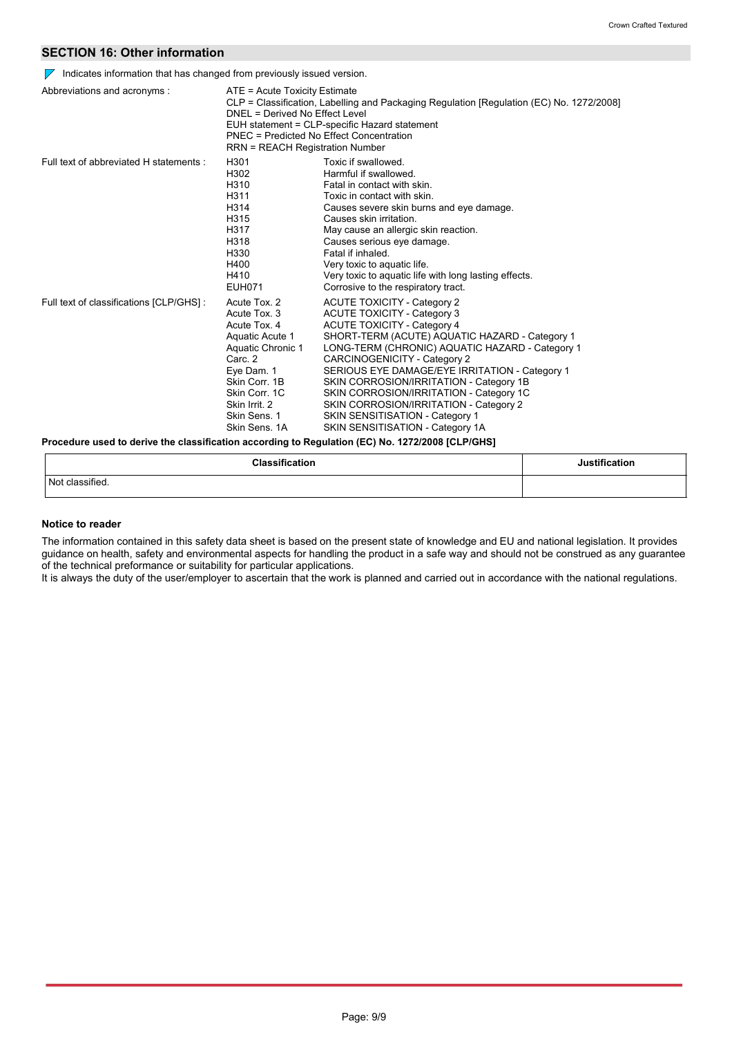## SECTION 16: Other information

Indicates information that has changed from previously issued version.

| | | |
|---|---|---|
| Abbreviations and acronyms : | ATE = Acute Toxicity Estimate<br>CLP = Classification, Labelling and Packaging Regulation [Regulation (EC) No. 1272/2008]<br>DNEL = Derived No Effect Level<br>EUH statement = CLP-specific Hazard statement<br>PNEC = Predicted No Effect Concentration<br>RRN = REACH Registration Number | |
| Full text of abbreviated H statements : | H301 | Toxic if swallowed. |
| | H302 | Harmful if swallowed. |
| | H310 | Fatal in contact with skin. |
| | H311 | Toxic in contact with skin. |
| | H314 | Causes severe skin burns and eye damage. |
| | H315 | Causes skin irritation. |
| | H317 | May cause an allergic skin reaction. |
| | H318 | Causes serious eye damage. |
| | H330 | Fatal if inhaled. |
| | H400 | Very toxic to aquatic life. |
| | H410 | Very toxic to aquatic life with long lasting effects. |
| | EUH071 | Corrosive to the respiratory tract. |
| Full text of classifications [CLP/GHS] : | Acute Tox. 2 | ACUTE TOXICITY - Category 2 |
| | Acute Tox. 3 | ACUTE TOXICITY - Category 3 |
| | Acute Tox. 4 | ACUTE TOXICITY - Category 4 |
| | Aquatic Acute 1 | SHORT-TERM (ACUTE) AQUATIC HAZARD - Category 1 |
| | Aquatic Chronic 1 | LONG-TERM (CHRONIC) AQUATIC HAZARD - Category 1 |
| | Carc. 2 | CARCINOGENICITY - Category 2 |
| | Eye Dam. 1 | SERIOUS EYE DAMAGE/EYE IRRITATION - Category 1 |
| | Skin Corr. 1B | SKIN CORROSION/IRRITATION - Category 1B |
| | Skin Corr. 1C | SKIN CORROSION/IRRITATION - Category 1C |
| | Skin Irrit. 2 | SKIN CORROSION/IRRITATION - Category 2 |
| | Skin Sens. 1 | SKIN SENSITISATION - Category 1 |
| | Skin Sens. 1A | SKIN SENSITISATION - Category 1A |

**Procedure used to derive the classification according to Regulation (EC) No. 1272/2008 [CLP/GHS]**

| Classification | Justification |
|---|---|
| Not classified. | |

### Notice to reader

The information contained in this safety data sheet is based on the present state of knowledge and EU and national legislation. It provides guidance on health, safety and environmental aspects for handling the product in a safe way and should not be construed as any guarantee of the technical preformance or suitability for particular applications.
It is always the duty of the user/employer to ascertain that the work is planned and carried out in accordance with the national regulations.